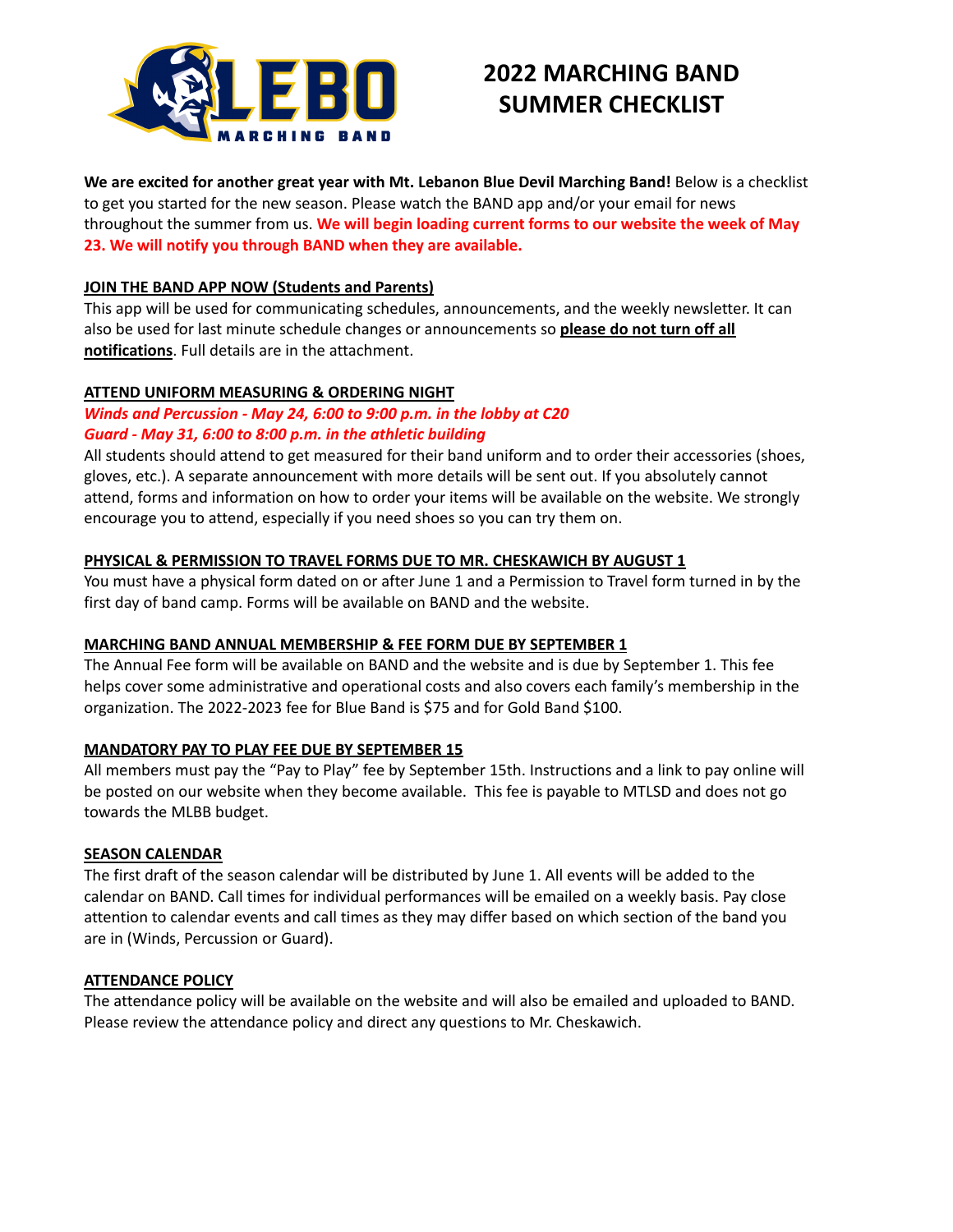# 2022 MARCHING BAND SUMMER CHECKLIST

**We are excited for another great year with Mt. Lebanon Blue Devil Marching Band!** Below is a checklist to get you started for the new season. Please watch the BAND app and/or your email for news throughout the summer from us. **We will begin loading current forms to our website the week of May 23. We will notify you through BAND when they are available.**

**JOIN THE BAND APP NOW (Students and Parents)**

This app will be used for communicating schedules, announcements, and the weekly newsletter. It can also be used for last minute schedule changes or announcements so **please do not turn off all notifications**. Full details are in the attachment.

**ATTEND UNIFORM MEASURING & ORDERING NIGHT**

***Winds and Percussion - May 24, 6:00 to 9:00 p.m. in the lobby at C20***

***Guard - May 31, 6:00 to 8:00 p.m. in the athletic building***

All students should attend to get measured for their band uniform and to order their accessories (shoes, gloves, etc.). A separate announcement with more details will be sent out. If you absolutely cannot attend, forms and information on how to order your items will be available on the website. We strongly encourage you to attend, especially if you need shoes so you can try them on.

**PHYSICAL & PERMISSION TO TRAVEL FORMS DUE TO MR. CHESKAWICH BY AUGUST 1**

You must have a physical form dated on or after June 1 and a Permission to Travel form turned in by the first day of band camp. Forms will be available on BAND and the website.

**MARCHING BAND ANNUAL MEMBERSHIP & FEE FORM DUE BY SEPTEMBER 1**

The Annual Fee form will be available on BAND and the website and is due by September 1. This fee helps cover some administrative and operational costs and also covers each family's membership in the organization. The 2022-2023 fee for Blue Band is $75 and for Gold Band $100.

**MANDATORY PAY TO PLAY FEE DUE BY SEPTEMBER 15**

All members must pay the "Pay to Play" fee by September 15th. Instructions and a link to pay online will be posted on our website when they become available. This fee is payable to MTLSD and does not go towards the MLBB budget.

**SEASON CALENDAR**

The first draft of the season calendar will be distributed by June 1. All events will be added to the calendar on BAND. Call times for individual performances will be emailed on a weekly basis. Pay close attention to calendar events and call times as they may differ based on which section of the band you are in (Winds, Percussion or Guard).

**ATTENDANCE POLICY**

The attendance policy will be available on the website and will also be emailed and uploaded to BAND. Please review the attendance policy and direct any questions to Mr. Cheskawich.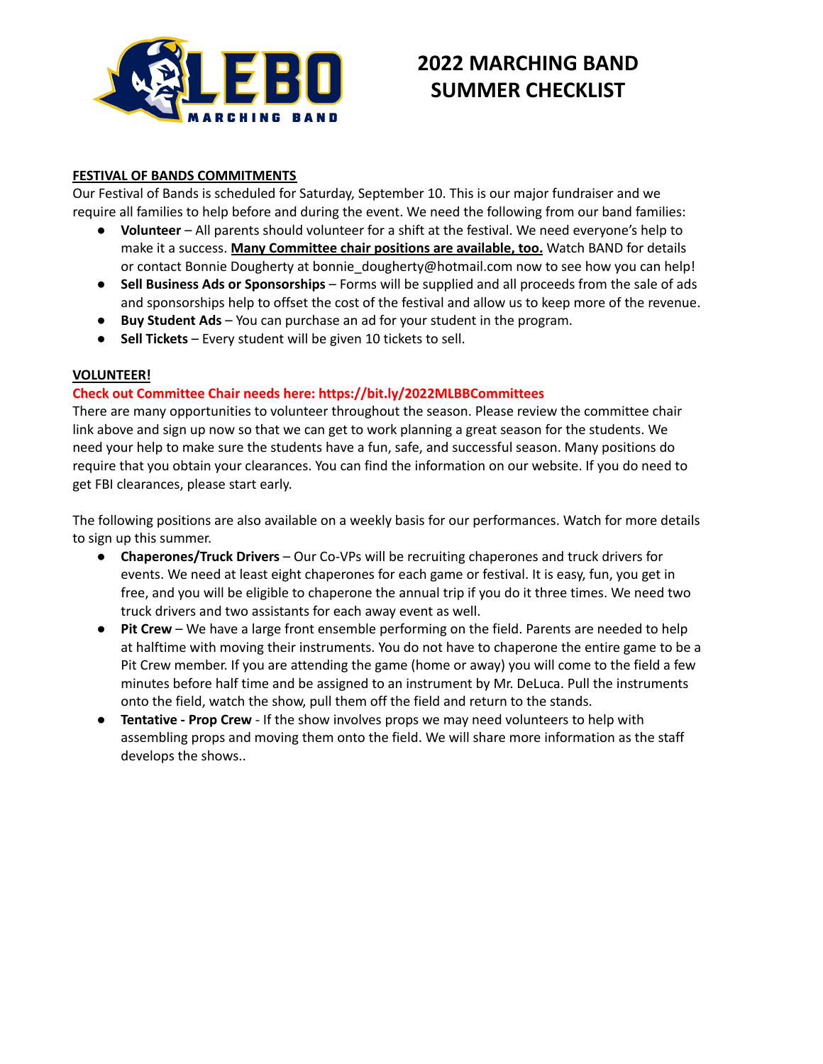# 2022 MARCHING BAND SUMMER CHECKLIST

**FESTIVAL OF BANDS COMMITMENTS**

Our Festival of Bands is scheduled for Saturday, September 10. This is our major fundraiser and we require all families to help before and during the event. We need the following from our band families:

- **Volunteer** – All parents should volunteer for a shift at the festival. We need everyone's help to make it a success. **Many Committee chair positions are available, too.** Watch BAND for details or contact Bonnie Dougherty at bonnie_dougherty@hotmail.com now to see how you can help!
- **Sell Business Ads or Sponsorships** – Forms will be supplied and all proceeds from the sale of ads and sponsorships help to offset the cost of the festival and allow us to keep more of the revenue.
- **Buy Student Ads** – You can purchase an ad for your student in the program.
- **Sell Tickets** – Every student will be given 10 tickets to sell.

**VOLUNTEER!**

**Check out Committee Chair needs here: https://bit.ly/2022MLBBCommittees**

There are many opportunities to volunteer throughout the season. Please review the committee chair link above and sign up now so that we can get to work planning a great season for the students. We need your help to make sure the students have a fun, safe, and successful season. Many positions do require that you obtain your clearances. You can find the information on our website. If you do need to get FBI clearances, please start early.

The following positions are also available on a weekly basis for our performances. Watch for more details to sign up this summer.

- **Chaperones/Truck Drivers** – Our Co-VPs will be recruiting chaperones and truck drivers for events. We need at least eight chaperones for each game or festival. It is easy, fun, you get in free, and you will be eligible to chaperone the annual trip if you do it three times. We need two truck drivers and two assistants for each away event as well.
- **Pit Crew** – We have a large front ensemble performing on the field. Parents are needed to help at halftime with moving their instruments. You do not have to chaperone the entire game to be a Pit Crew member. If you are attending the game (home or away) you will come to the field a few minutes before half time and be assigned to an instrument by Mr. DeLuca. Pull the instruments onto the field, watch the show, pull them off the field and return to the stands.
- **Tentative - Prop Crew** - If the show involves props we may need volunteers to help with assembling props and moving them onto the field. We will share more information as the staff develops the shows..